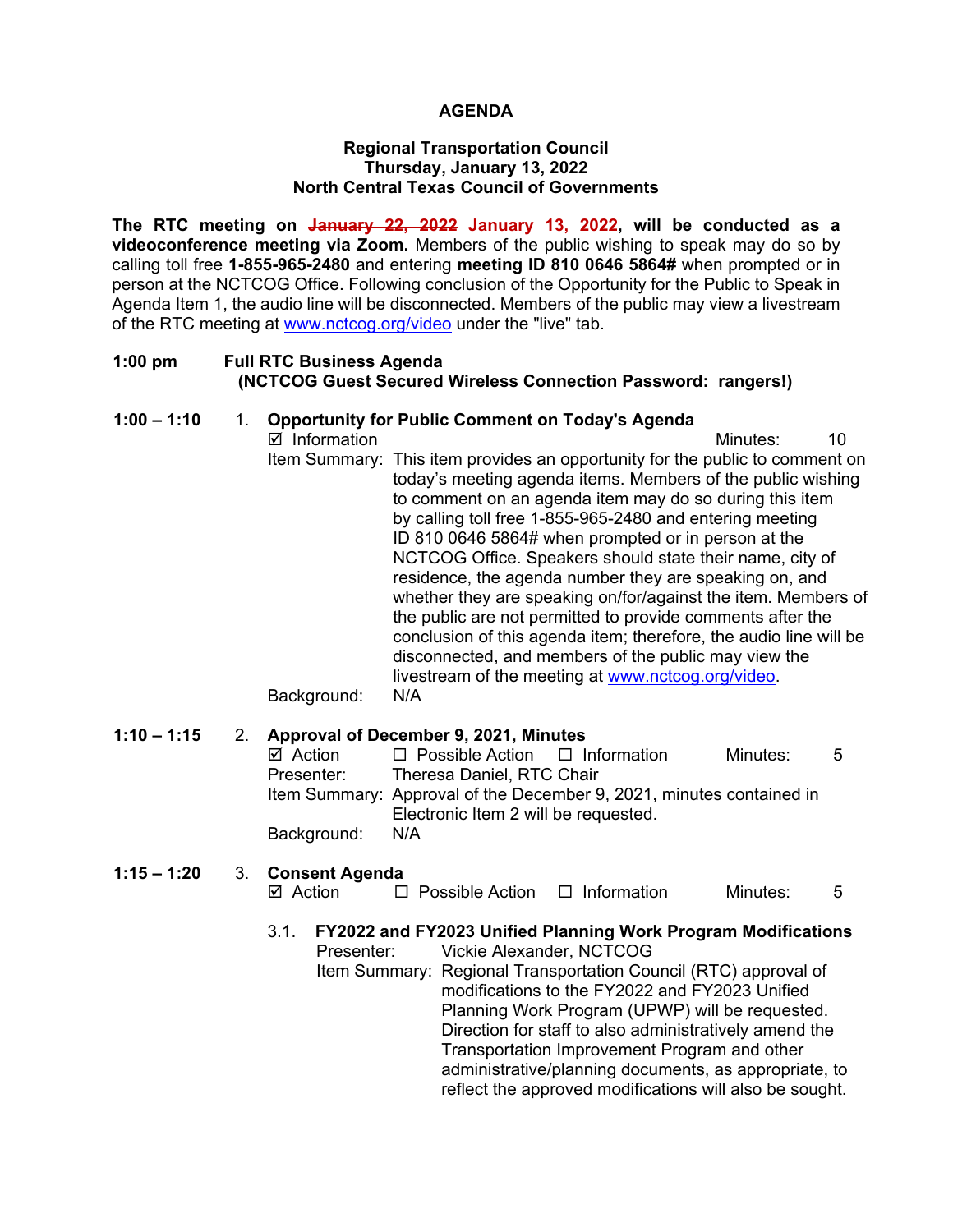# AGENDA

**Regional Transportation Council**
**Thursday, January 13, 2022**
**North Central Texas Council of Governments**

**The RTC meeting on ~~January 22, 2022~~ January 13, 2022, will be conducted as a videoconference meeting via Zoom.** Members of the public wishing to speak may do so by calling toll free **1-855-965-2480** and entering **meeting ID 810 0646 5864#** when prompted or in person at the NCTCOG Office. Following conclusion of the Opportunity for the Public to Speak in Agenda Item 1, the audio line will be disconnected. Members of the public may view a livestream of the RTC meeting at www.nctcog.org/video under the "live" tab.

**1:00 pm — Full RTC Business Agenda**
**(NCTCOG Guest Secured Wireless Connection Password: rangers!)**

**1:00 – 1:10**

1. **Opportunity for Public Comment on Today's Agenda**
   ☑ Information — Minutes: 10
   Item Summary: This item provides an opportunity for the public to comment on today's meeting agenda items. Members of the public wishing to comment on an agenda item may do so during this item by calling toll free 1-855-965-2480 and entering meeting ID 810 0646 5864# when prompted or in person at the NCTCOG Office. Speakers should state their name, city of residence, the agenda number they are speaking on, and whether they are speaking on/for/against the item. Members of the public are not permitted to provide comments after the conclusion of this agenda item; therefore, the audio line will be disconnected, and members of the public may view the livestream of the meeting at www.nctcog.org/video.
   Background: N/A

**1:10 – 1:15**

2. **Approval of December 9, 2021, Minutes**
   ☑ Action ☐ Possible Action ☐ Information — Minutes: 5
   Presenter: Theresa Daniel, RTC Chair
   Item Summary: Approval of the December 9, 2021, minutes contained in Electronic Item 2 will be requested.
   Background: N/A

**1:15 – 1:20**

3. **Consent Agenda**
   ☑ Action ☐ Possible Action ☐ Information — Minutes: 5

   3.1. **FY2022 and FY2023 Unified Planning Work Program Modifications**
   Presenter: Vickie Alexander, NCTCOG
   Item Summary: Regional Transportation Council (RTC) approval of modifications to the FY2022 and FY2023 Unified Planning Work Program (UPWP) will be requested. Direction for staff to also administratively amend the Transportation Improvement Program and other administrative/planning documents, as appropriate, to reflect the approved modifications will also be sought.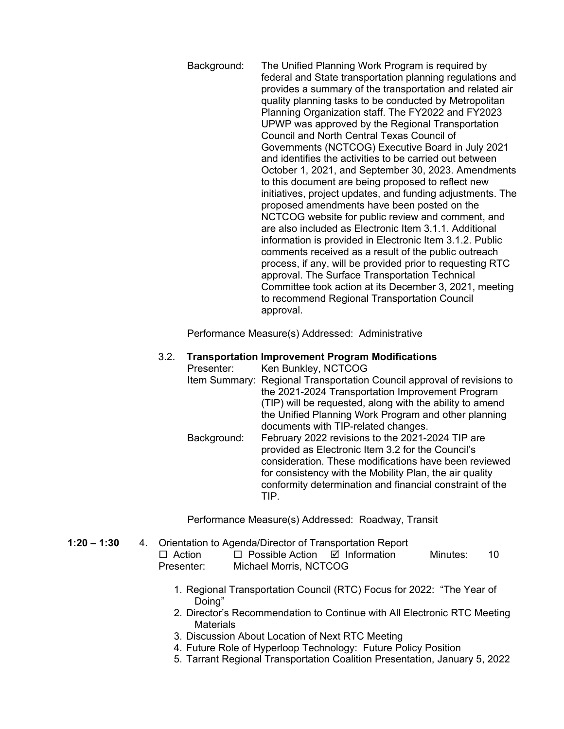Background: The Unified Planning Work Program is required by federal and State transportation planning regulations and provides a summary of the transportation and related air quality planning tasks to be conducted by Metropolitan Planning Organization staff. The FY2022 and FY2023 UPWP was approved by the Regional Transportation Council and North Central Texas Council of Governments (NCTCOG) Executive Board in July 2021 and identifies the activities to be carried out between October 1, 2021, and September 30, 2023. Amendments to this document are being proposed to reflect new initiatives, project updates, and funding adjustments. The proposed amendments have been posted on the NCTCOG website for public review and comment, and are also included as Electronic Item 3.1.1. Additional information is provided in Electronic Item 3.1.2. Public comments received as a result of the public outreach process, if any, will be provided prior to requesting RTC approval. The Surface Transportation Technical Committee took action at its December 3, 2021, meeting to recommend Regional Transportation Council approval.

Performance Measure(s) Addressed: Administrative

3.2. **Transportation Improvement Program Modifications**

Presenter: Ken Bunkley, NCTCOG

Item Summary: Regional Transportation Council approval of revisions to the 2021-2024 Transportation Improvement Program (TIP) will be requested, along with the ability to amend the Unified Planning Work Program and other planning documents with TIP-related changes.

Background: February 2022 revisions to the 2021-2024 TIP are provided as Electronic Item 3.2 for the Council's consideration. These modifications have been reviewed for consistency with the Mobility Plan, the air quality conformity determination and financial constraint of the TIP.

Performance Measure(s) Addressed: Roadway, Transit

**1:20 – 1:30** 4. Orientation to Agenda/Director of Transportation Report

☐ Action ☐ Possible Action ☑ Information Minutes: 10

Presenter: Michael Morris, NCTCOG

1. Regional Transportation Council (RTC) Focus for 2022: "The Year of Doing"
2. Director's Recommendation to Continue with All Electronic RTC Meeting Materials
3. Discussion About Location of Next RTC Meeting
4. Future Role of Hyperloop Technology: Future Policy Position
5. Tarrant Regional Transportation Coalition Presentation, January 5, 2022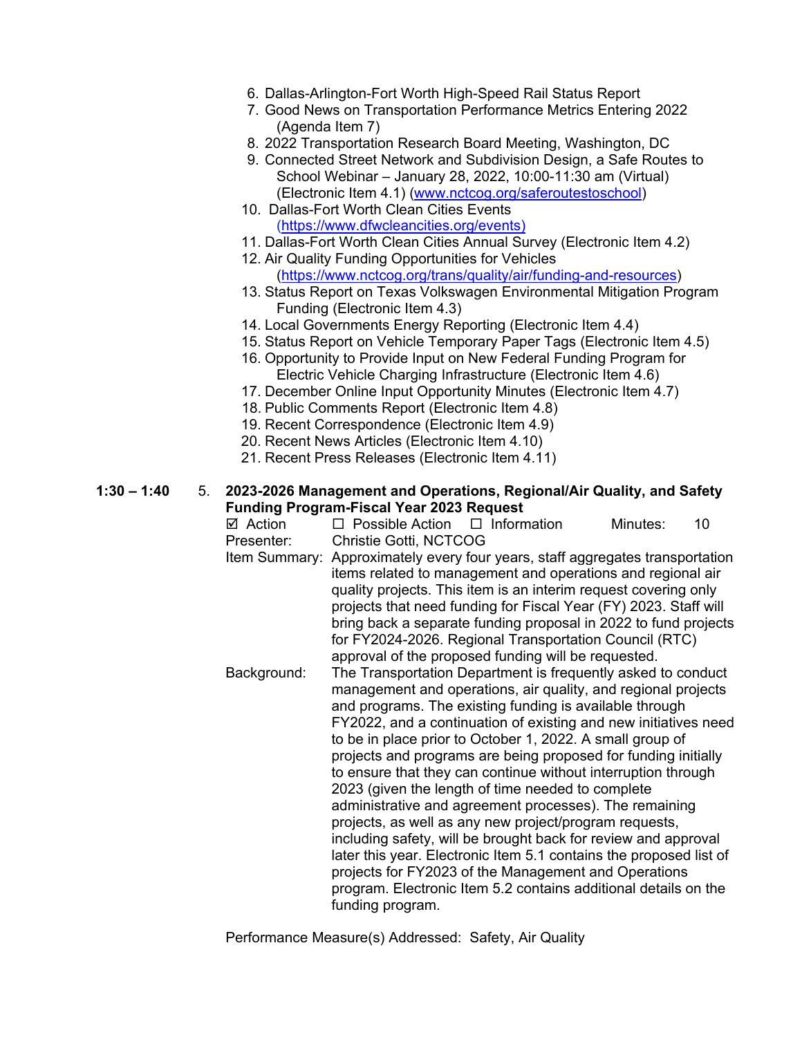6. Dallas-Arlington-Fort Worth High-Speed Rail Status Report
7. Good News on Transportation Performance Metrics Entering 2022 (Agenda Item 7)
8. 2022 Transportation Research Board Meeting, Washington, DC
9. Connected Street Network and Subdivision Design, a Safe Routes to School Webinar – January 28, 2022, 10:00-11:30 am (Virtual) (Electronic Item 4.1) (www.nctcog.org/saferoutestoschool)
10. Dallas-Fort Worth Clean Cities Events (https://www.dfwcleancities.org/events)
11. Dallas-Fort Worth Clean Cities Annual Survey (Electronic Item 4.2)
12. Air Quality Funding Opportunities for Vehicles (https://www.nctcog.org/trans/quality/air/funding-and-resources)
13. Status Report on Texas Volkswagen Environmental Mitigation Program Funding (Electronic Item 4.3)
14. Local Governments Energy Reporting (Electronic Item 4.4)
15. Status Report on Vehicle Temporary Paper Tags (Electronic Item 4.5)
16. Opportunity to Provide Input on New Federal Funding Program for Electric Vehicle Charging Infrastructure (Electronic Item 4.6)
17. December Online Input Opportunity Minutes (Electronic Item 4.7)
18. Public Comments Report (Electronic Item 4.8)
19. Recent Correspondence (Electronic Item 4.9)
20. Recent News Articles (Electronic Item 4.10)
21. Recent Press Releases (Electronic Item 4.11)

**1:30 – 1:40** 5. **2023-2026 Management and Operations, Regional/Air Quality, and Safety Funding Program-Fiscal Year 2023 Request**

☑ Action ☐ Possible Action ☐ Information Minutes: 10

Presenter: Christie Gotti, NCTCOG

Item Summary: Approximately every four years, staff aggregates transportation items related to management and operations and regional air quality projects. This item is an interim request covering only projects that need funding for Fiscal Year (FY) 2023. Staff will bring back a separate funding proposal in 2022 to fund projects for FY2024-2026. Regional Transportation Council (RTC) approval of the proposed funding will be requested.

Background: The Transportation Department is frequently asked to conduct management and operations, air quality, and regional projects and programs. The existing funding is available through FY2022, and a continuation of existing and new initiatives need to be in place prior to October 1, 2022. A small group of projects and programs are being proposed for funding initially to ensure that they can continue without interruption through 2023 (given the length of time needed to complete administrative and agreement processes). The remaining projects, as well as any new project/program requests, including safety, will be brought back for review and approval later this year. Electronic Item 5.1 contains the proposed list of projects for FY2023 of the Management and Operations program. Electronic Item 5.2 contains additional details on the funding program.

Performance Measure(s) Addressed: Safety, Air Quality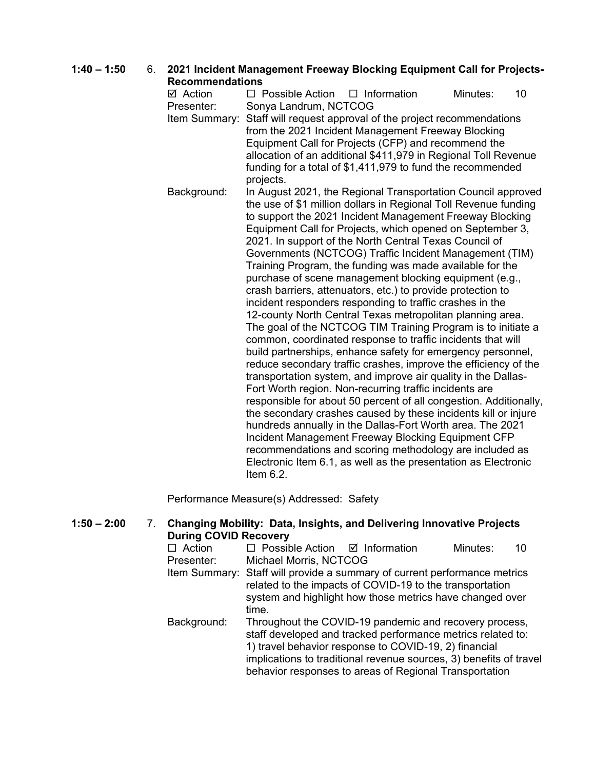**1:40 – 1:50** 6. **2021 Incident Management Freeway Blocking Equipment Call for Projects-Recommendations**

☑ Action ☐ Possible Action ☐ Information Minutes: 10

Presenter: Sonya Landrum, NCTCOG

Item Summary: Staff will request approval of the project recommendations from the 2021 Incident Management Freeway Blocking Equipment Call for Projects (CFP) and recommend the allocation of an additional $411,979 in Regional Toll Revenue funding for a total of $1,411,979 to fund the recommended projects.

Background: In August 2021, the Regional Transportation Council approved the use of $1 million dollars in Regional Toll Revenue funding to support the 2021 Incident Management Freeway Blocking Equipment Call for Projects, which opened on September 3, 2021. In support of the North Central Texas Council of Governments (NCTCOG) Traffic Incident Management (TIM) Training Program, the funding was made available for the purchase of scene management blocking equipment (e.g., crash barriers, attenuators, etc.) to provide protection to incident responders responding to traffic crashes in the 12-county North Central Texas metropolitan planning area. The goal of the NCTCOG TIM Training Program is to initiate a common, coordinated response to traffic incidents that will build partnerships, enhance safety for emergency personnel, reduce secondary traffic crashes, improve the efficiency of the transportation system, and improve air quality in the Dallas-Fort Worth region. Non-recurring traffic incidents are responsible for about 50 percent of all congestion. Additionally, the secondary crashes caused by these incidents kill or injure hundreds annually in the Dallas-Fort Worth area. The 2021 Incident Management Freeway Blocking Equipment CFP recommendations and scoring methodology are included as Electronic Item 6.1, as well as the presentation as Electronic Item 6.2.

Performance Measure(s) Addressed: Safety

**1:50 – 2:00** 7. **Changing Mobility: Data, Insights, and Delivering Innovative Projects During COVID Recovery**

☐ Action ☐ Possible Action ☑ Information Minutes: 10

Presenter: Michael Morris, NCTCOG

Item Summary: Staff will provide a summary of current performance metrics related to the impacts of COVID-19 to the transportation system and highlight how those metrics have changed over time.

Background: Throughout the COVID-19 pandemic and recovery process, staff developed and tracked performance metrics related to: 1) travel behavior response to COVID-19, 2) financial implications to traditional revenue sources, 3) benefits of travel behavior responses to areas of Regional Transportation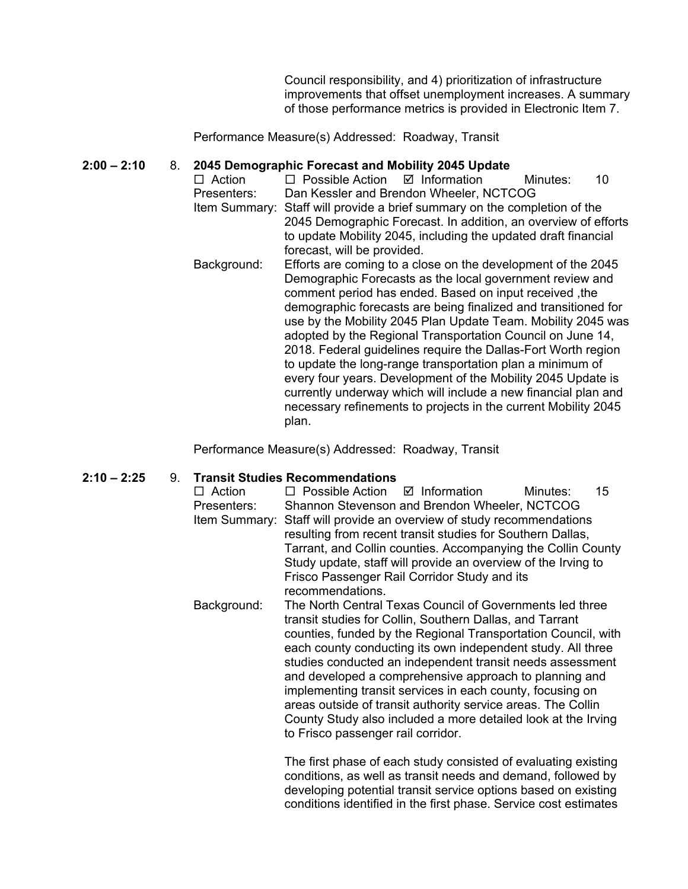Council responsibility, and 4) prioritization of infrastructure improvements that offset unemployment increases. A summary of those performance metrics is provided in Electronic Item 7.

Performance Measure(s) Addressed: Roadway, Transit

**2:00 – 2:10** 8. **2045 Demographic Forecast and Mobility 2045 Update**

☐ Action ☐ Possible Action ☑ Information Minutes: 10

Presenters: Dan Kessler and Brendon Wheeler, NCTCOG

Item Summary: Staff will provide a brief summary on the completion of the 2045 Demographic Forecast. In addition, an overview of efforts to update Mobility 2045, including the updated draft financial forecast, will be provided.

Background: Efforts are coming to a close on the development of the 2045 Demographic Forecasts as the local government review and comment period has ended. Based on input received ,the demographic forecasts are being finalized and transitioned for use by the Mobility 2045 Plan Update Team. Mobility 2045 was adopted by the Regional Transportation Council on June 14, 2018. Federal guidelines require the Dallas-Fort Worth region to update the long-range transportation plan a minimum of every four years. Development of the Mobility 2045 Update is currently underway which will include a new financial plan and necessary refinements to projects in the current Mobility 2045 plan.

Performance Measure(s) Addressed: Roadway, Transit

**2:10 – 2:25** 9. **Transit Studies Recommendations**

☐ Action ☐ Possible Action ☑ Information Minutes: 15

Presenters: Shannon Stevenson and Brendon Wheeler, NCTCOG

Item Summary: Staff will provide an overview of study recommendations resulting from recent transit studies for Southern Dallas, Tarrant, and Collin counties. Accompanying the Collin County Study update, staff will provide an overview of the Irving to Frisco Passenger Rail Corridor Study and its recommendations.

Background: The North Central Texas Council of Governments led three transit studies for Collin, Southern Dallas, and Tarrant counties, funded by the Regional Transportation Council, with each county conducting its own independent study. All three studies conducted an independent transit needs assessment and developed a comprehensive approach to planning and implementing transit services in each county, focusing on areas outside of transit authority service areas. The Collin County Study also included a more detailed look at the Irving to Frisco passenger rail corridor.

The first phase of each study consisted of evaluating existing conditions, as well as transit needs and demand, followed by developing potential transit service options based on existing conditions identified in the first phase. Service cost estimates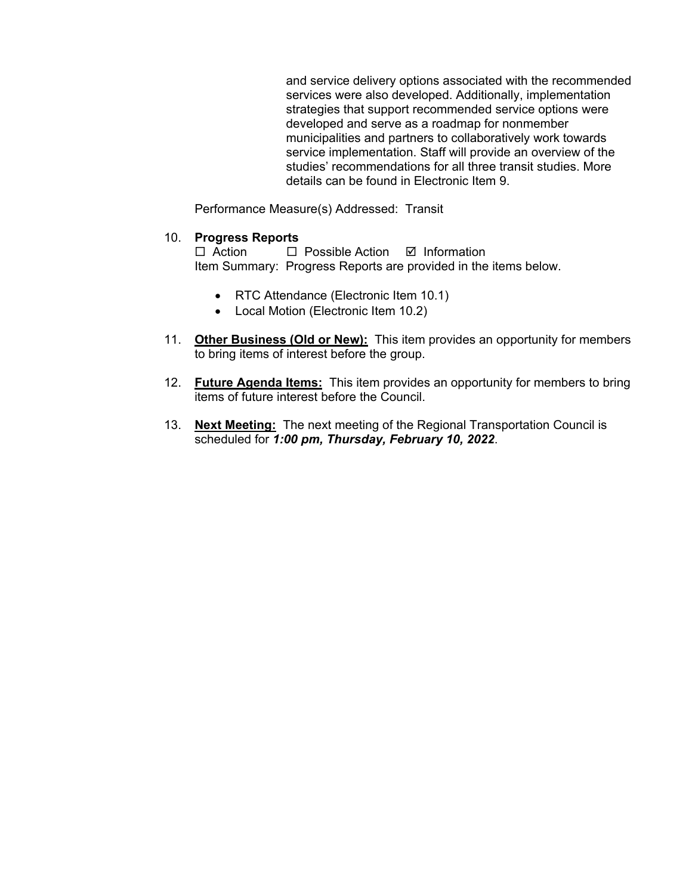and service delivery options associated with the recommended services were also developed. Additionally, implementation strategies that support recommended service options were developed and serve as a roadmap for nonmember municipalities and partners to collaboratively work towards service implementation. Staff will provide an overview of the studies' recommendations for all three transit studies. More details can be found in Electronic Item 9.

Performance Measure(s) Addressed: Transit

10. **Progress Reports**
   ☐ Action ☐ Possible Action ☑ Information
   Item Summary: Progress Reports are provided in the items below.

   - RTC Attendance (Electronic Item 10.1)
   - Local Motion (Electronic Item 10.2)

11. **Other Business (Old or New):** This item provides an opportunity for members to bring items of interest before the group.

12. **Future Agenda Items:** This item provides an opportunity for members to bring items of future interest before the Council.

13. **Next Meeting:** The next meeting of the Regional Transportation Council is scheduled for ***1:00 pm, Thursday, February 10, 2022***.